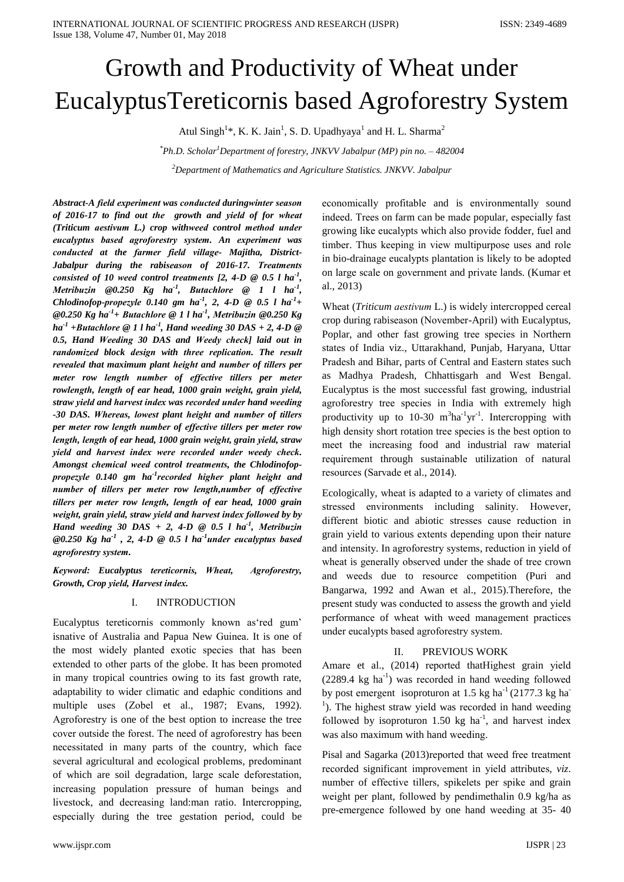# Growth and Productivity of Wheat under EucalyptusTereticornis based Agroforestry System

Atul Singh[1]*, K. K. Jain[1], S. D. Upadhyaya[1] and H. L. Sharma[2]

*Ph.D. Scholar[1]Department of forestry, JNKVV Jabalpur (MP) pin no. – 482004*

*[2]Department of Mathematics and Agriculture Statistics. JNKVV. Jabalpur*

***Abstract-A field experiment was conducted duringwinter season of 2016-17 to find out the growth and yield of for wheat (Triticum aestivum L.) crop withweed control method under eucalyptus based agroforestry system. An experiment was conducted at the farmer field village- Majitha, District-Jabalpur during the rabiseason of 2016-17. Treatments consisted of 10 weed control treatments [2, 4-D @ 0.5 l ha$^{-1}$, Metribuzin @0.250 Kg ha$^{-1}$, Butachlore @ 1 l ha$^{-1}$, Chlodinofop-propezyle 0.140 gm ha$^{-1}$, 2, 4-D @ 0.5 l ha$^{-1}$+ @0.250 Kg ha$^{-1}$+ Butachlore @ 1 l ha$^{-1}$, Metribuzin @0.250 Kg ha$^{-1}$ +Butachlore @ 1 l ha$^{-1}$, Hand weeding 30 DAS + 2, 4-D @ 0.5, Hand Weeding 30 DAS and Weedy check] laid out in randomized block design with three replication. The result revealed that maximum plant height and number of tillers per meter row length number of effective tillers per meter rowlength, length of ear head, 1000 grain weight, grain yield, straw yield and harvest index was recorded under hand weeding -30 DAS. Whereas, lowest plant height and number of tillers per meter row length number of effective tillers per meter row length, length of ear head, 1000 grain weight, grain yield, straw yield and harvest index were recorded under weedy check. Amongst chemical weed control treatments, the Chlodinofop-propezyle 0.140 gm ha$^{-1}$recorded higher plant height and number of tillers per meter row length,number of effective tillers per meter row length, length of ear head, 1000 grain weight, grain yield, straw yield and harvest index followed by by Hand weeding 30 DAS + 2, 4-D @ 0.5 l ha$^{-1}$, Metribuzin @0.250 Kg ha$^{-1}$ , 2, 4-D @ 0.5 l ha$^{-1}$under eucalyptus based agroforestry system.***

***Keyword: Eucalyptus tereticornis, Wheat, Agroforestry, Growth, Crop yield, Harvest index.***

## I. INTRODUCTION

Eucalyptus tereticornis commonly known as'red gum' isnative of Australia and Papua New Guinea. It is one of the most widely planted exotic species that has been extended to other parts of the globe. It has been promoted in many tropical countries owing to its fast growth rate, adaptability to wider climatic and edaphic conditions and multiple uses (Zobel et al., 1987; Evans, 1992). Agroforestry is one of the best option to increase the tree cover outside the forest. The need of agroforestry has been necessitated in many parts of the country, which face several agricultural and ecological problems, predominant of which are soil degradation, large scale deforestation, increasing population pressure of human beings and livestock, and decreasing land:man ratio. Intercropping, especially during the tree gestation period, could be economically profitable and is environmentally sound indeed. Trees on farm can be made popular, especially fast growing like eucalypts which also provide fodder, fuel and timber. Thus keeping in view multipurpose uses and role in bio-drainage eucalypts plantation is likely to be adopted on large scale on government and private lands. (Kumar et al., 2013)

Wheat (*Triticum aestivum* L.) is widely intercropped cereal crop during rabiseason (November-April) with Eucalyptus, Poplar, and other fast growing tree species in Northern states of India viz., Uttarakhand, Punjab, Haryana, Uttar Pradesh and Bihar, parts of Central and Eastern states such as Madhya Pradesh, Chhattisgarh and West Bengal. Eucalyptus is the most successful fast growing, industrial agroforestry tree species in India with extremely high productivity up to 10-30 $m^3ha^{-1}yr^{-1}$. Intercropping with high density short rotation tree species is the best option to meet the increasing food and industrial raw material requirement through sustainable utilization of natural resources (Sarvade et al., 2014).

Ecologically, wheat is adapted to a variety of climates and stressed environments including salinity. However, different biotic and abiotic stresses cause reduction in grain yield to various extents depending upon their nature and intensity. In agroforestry systems, reduction in yield of wheat is generally observed under the shade of tree crown and weeds due to resource competition (Puri and Bangarwa, 1992 and Awan et al., 2015).Therefore, the present study was conducted to assess the growth and yield performance of wheat with weed management practices under eucalypts based agroforestry system.

## II. PREVIOUS WORK

Amare et al., (2014) reported thatHighest grain yield (2289.4 kg ha$^{-1}$) was recorded in hand weeding followed by post emergent isoproturon at 1.5 kg ha$^{-1}$ (2177.3 kg ha$^{-1}$). The highest straw yield was recorded in hand weeding followed by isoproturon 1.50 kg ha$^{-1}$, and harvest index was also maximum with hand weeding.

Pisal and Sagarka (2013)reported that weed free treatment recorded significant improvement in yield attributes, *viz*. number of effective tillers, spikelets per spike and grain weight per plant, followed by pendimethalin 0.9 kg/ha as pre-emergence followed by one hand weeding at 35- 40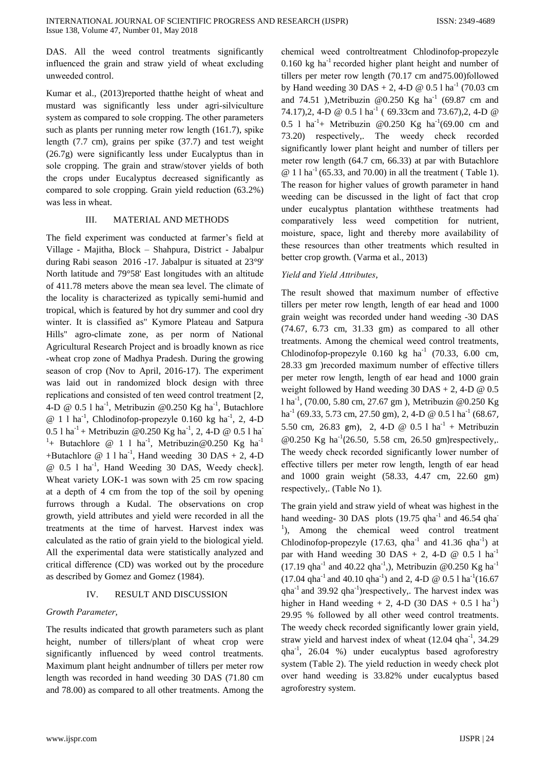DAS. All the weed control treatments significantly influenced the grain and straw yield of wheat excluding unweeded control.

Kumar et al., (2013)reported thatthe height of wheat and mustard was significantly less under agri-silviculture system as compared to sole cropping. The other parameters such as plants per running meter row length (161.7), spike length (7.7 cm), grains per spike (37.7) and test weight (26.7g) were significantly less under Eucalyptus than in sole cropping. The grain and straw/stover yields of both the crops under Eucalyptus decreased significantly as compared to sole cropping. Grain yield reduction (63.2%) was less in wheat.

## III. MATERIAL AND METHODS

The field experiment was conducted at farmer's field at Village - Majitha, Block – Shahpura, District - Jabalpur during Rabi season 2016 -17. Jabalpur is situated at 23°9' North latitude and 79°58' East longitudes with an altitude of 411.78 meters above the mean sea level. The climate of the locality is characterized as typically semi-humid and tropical, which is featured by hot dry summer and cool dry winter. It is classified as" Kymore Plateau and Satpura Hills" agro-climate zone, as per norm of National Agricultural Research Project and is broadly known as rice -wheat crop zone of Madhya Pradesh. During the growing season of crop (Nov to April, 2016-17). The experiment was laid out in randomized block design with three replications and consisted of ten weed control treatment [2, 4-D @ 0.5 l ha$^{-1}$, Metribuzin @0.250 Kg ha$^{-1}$, Butachlore @ 1 l ha$^{-1}$, Chlodinofop-propezyle 0.160 kg ha$^{-1}$, 2, 4-D 0.5 l ha$^{-1}$ + Metribuzin @0.250 Kg ha$^{-1}$, 2, 4-D @ 0.5 l ha$^{-1}$+ Butachlore @ 1 l ha$^{-1}$, Metribuzin@0.250 Kg ha$^{-1}$ +Butachlore @ 1 l ha$^{-1}$, Hand weeding 30 DAS + 2, 4-D @ 0.5 l ha$^{-1}$, Hand Weeding 30 DAS, Weedy check]. Wheat variety LOK-1 was sown with 25 cm row spacing at a depth of 4 cm from the top of the soil by opening furrows through a Kudal. The observations on crop growth, yield attributes and yield were recorded in all the treatments at the time of harvest. Harvest index was calculated as the ratio of grain yield to the biological yield. All the experimental data were statistically analyzed and critical difference (CD) was worked out by the procedure as described by Gomez and Gomez (1984).

## IV. RESULT AND DISCUSSION

*Growth Parameter,*

The results indicated that growth parameters such as plant height, number of tillers/plant of wheat crop were significantly influenced by weed control treatments. Maximum plant height andnumber of tillers per meter row length was recorded in hand weeding 30 DAS (71.80 cm and 78.00) as compared to all other treatments. Among the chemical weed controltreatment Chlodinofop-propezyle 0.160 kg ha$^{-1}$ recorded higher plant height and number of tillers per meter row length (70.17 cm and75.00)followed by Hand weeding 30 DAS + 2, 4-D @ 0.5 l ha$^{-1}$ (70.03 cm and 74.51 ),Metribuzin @0.250 Kg ha$^{-1}$ (69.87 cm and 74.17),2, 4-D @ 0.5 l ha$^{-1}$ ( 69.33cm and 73.67),2, 4-D @ 0.5 l ha$^{-1}$+ Metribuzin @0.250 Kg ha$^{-1}$(69.00 cm and 73.20) respectively,. The weedy check recorded significantly lower plant height and number of tillers per meter row length (64.7 cm, 66.33) at par with Butachlore @ 1 l ha$^{-1}$ (65.33, and 70.00) in all the treatment ( Table 1). The reason for higher values of growth parameter in hand weeding can be discussed in the light of fact that crop under eucalyptus plantation withthese treatments had comparatively less weed competition for nutrient, moisture, space, light and thereby more availability of these resources than other treatments which resulted in better crop growth. (Varma et al., 2013)

*Yield and Yield Attributes,*

The result showed that maximum number of effective tillers per meter row length, length of ear head and 1000 grain weight was recorded under hand weeding -30 DAS (74.67, 6.73 cm, 31.33 gm) as compared to all other treatments. Among the chemical weed control treatments, Chlodinofop-propezyle 0.160 kg ha$^{-1}$ (70.33, 6.00 cm, 28.33 gm )recorded maximum number of effective tillers per meter row length, length of ear head and 1000 grain weight followed by Hand weeding 30 DAS + 2, 4-D @ 0.5 l ha$^{-1}$, (70.00, 5.80 cm, 27.67 gm ), Metribuzin @0.250 Kg ha$^{-1}$ (69.33, 5.73 cm, 27.50 gm), 2, 4-D @ 0.5 l ha$^{-1}$ (68.67, 5.50 cm, 26.83 gm), 2, 4-D @ 0.5 l ha$^{-1}$ + Metribuzin @0.250 Kg ha$^{-1}$(26.50, 5.58 cm, 26.50 gm)respectively,. The weedy check recorded significantly lower number of effective tillers per meter row length, length of ear head and 1000 grain weight (58.33, 4.47 cm, 22.60 gm) respectively,. (Table No 1).

The grain yield and straw yield of wheat was highest in the hand weeding- 30 DAS plots (19.75 qha$^{-1}$ and 46.54 qha$^{-1}$), Among the chemical weed control treatment Chlodinofop-propezyle (17.63, qha$^{-1}$ and 41.36 qha$^{-1}$) at par with Hand weeding 30 DAS + 2, 4-D @ 0.5 l ha$^{-1}$ (17.19 qha$^{-1}$ and 40.22 qha$^{-1}$,), Metribuzin @0.250 Kg ha$^{-1}$ (17.04 qha$^{-1}$ and 40.10 qha$^{-1}$) and 2, 4-D @ 0.5 l ha$^{-1}$(16.67 qha$^{-1}$ and 39.92 qha$^{-1}$)respectively,. The harvest index was higher in Hand weeding + 2, 4-D (30 DAS + 0.5 l ha$^{-1}$) 29.95 % followed by all other weed control treatments. The weedy check recorded significantly lower grain yield, straw yield and harvest index of wheat (12.04 qha$^{-1}$, 34.29 qha$^{-1}$, 26.04 %) under eucalyptus based agroforestry system (Table 2). The yield reduction in weedy check plot over hand weeding is 33.82% under eucalyptus based agroforestry system.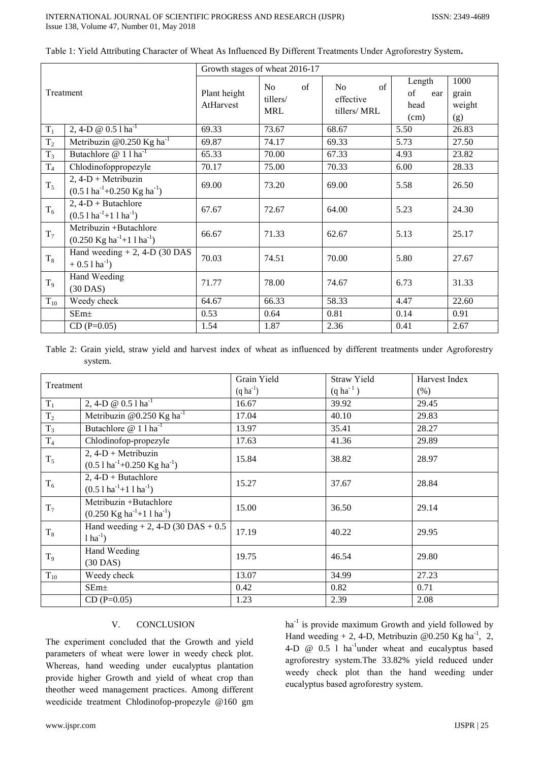Table 1: Yield Attributing Character of Wheat As Influenced By Different Treatments Under Agroforestry System.

| Treatment | | Growth stages of wheat 2016-17 | | | | |
|---|---|---|---|---|---|---|
| | | Plant height AtHarvest | No of tillers/ MRL | No of effective tillers/ MRL | Length of ear head (cm) | 1000 grain weight (g) |
| $T_1$ | 2, 4-D @ 0.5 l $ha^{-1}$ | 69.33 | 73.67 | 68.67 | 5.50 | 26.83 |
| $T_2$ | Metribuzin @0.250 Kg $ha^{-1}$ | 69.87 | 74.17 | 69.33 | 5.73 | 27.50 |
| $T_3$ | Butachlore @ 1 l $ha^{-1}$ | 65.33 | 70.00 | 67.33 | 4.93 | 23.82 |
| $T_4$ | Chlodinofoppropezyle | 70.17 | 75.00 | 70.33 | 6.00 | 28.33 |
| $T_5$ | 2, 4-D + Metribuzin (0.5 l $ha^{-1}$+0.250 Kg $ha^{-1}$) | 69.00 | 73.20 | 69.00 | 5.58 | 26.50 |
| $T_6$ | 2, 4-D + Butachlore (0.5 l $ha^{-1}$+1 l $ha^{-1}$) | 67.67 | 72.67 | 64.00 | 5.23 | 24.30 |
| $T_7$ | Metribuzin +Butachlore (0.250 Kg $ha^{-1}$+1 l $ha^{-1}$) | 66.67 | 71.33 | 62.67 | 5.13 | 25.17 |
| $T_8$ | Hand weeding + 2, 4-D (30 DAS + 0.5 l $ha^{-1}$) | 70.03 | 74.51 | 70.00 | 5.80 | 27.67 |
| $T_9$ | Hand Weeding (30 DAS) | 71.77 | 78.00 | 74.67 | 6.73 | 31.33 |
| $T_{10}$ | Weedy check | 64.67 | 66.33 | 58.33 | 4.47 | 22.60 |
| | SEm± | 0.53 | 0.64 | 0.81 | 0.14 | 0.91 |
| | CD (P=0.05) | 1.54 | 1.87 | 2.36 | 0.41 | 2.67 |

Table 2: Grain yield, straw yield and harvest index of wheat as influenced by different treatments under Agroforestry system.

| Treatment | | Grain Yield (q $ha^{-1}$) | Straw Yield (q $ha^{-1}$) | Harvest Index (%) |
|---|---|---|---|---|
| $T_1$ | 2, 4-D @ 0.5 l $ha^{-1}$ | 16.67 | 39.92 | 29.45 |
| $T_2$ | Metribuzin @0.250 Kg $ha^{-1}$ | 17.04 | 40.10 | 29.83 |
| $T_3$ | Butachlore @ 1 l $ha^{-1}$ | 13.97 | 35.41 | 28.27 |
| $T_4$ | Chlodinofop-propezyle | 17.63 | 41.36 | 29.89 |
| $T_5$ | 2, 4-D + Metribuzin (0.5 l $ha^{-1}$+0.250 Kg $ha^{-1}$) | 15.84 | 38.82 | 28.97 |
| $T_6$ | 2, 4-D + Butachlore (0.5 l $ha^{-1}$+1 l $ha^{-1}$) | 15.27 | 37.67 | 28.84 |
| $T_7$ | Metribuzin +Butachlore (0.250 Kg $ha^{-1}$+1 l $ha^{-1}$) | 15.00 | 36.50 | 29.14 |
| $T_8$ | Hand weeding + 2, 4-D (30 DAS + 0.5 l $ha^{-1}$) | 17.19 | 40.22 | 29.95 |
| $T_9$ | Hand Weeding (30 DAS) | 19.75 | 46.54 | 29.80 |
| $T_{10}$ | Weedy check | 13.07 | 34.99 | 27.23 |
| | SEm± | 0.42 | 0.82 | 0.71 |
| | CD (P=0.05) | 1.23 | 2.39 | 2.08 |

## V. CONCLUSION

The experiment concluded that the Growth and yield parameters of wheat were lower in weedy check plot. Whereas, hand weeding under eucalyptus plantation provide higher Growth and yield of wheat crop than theother weed management practices. Among different weedicide treatment Chlodinofop-propezyle @160 gm $ha^{-1}$ is provide maximum Growth and yield followed by Hand weeding + 2, 4-D, Metribuzin @0.250 Kg $ha^{-1}$, 2, 4-D @ 0.5 l $ha^{-1}$under wheat and eucalyptus based agroforestry system.The 33.82% yield reduced under weedy check plot than the hand weeding under eucalyptus based agroforestry system.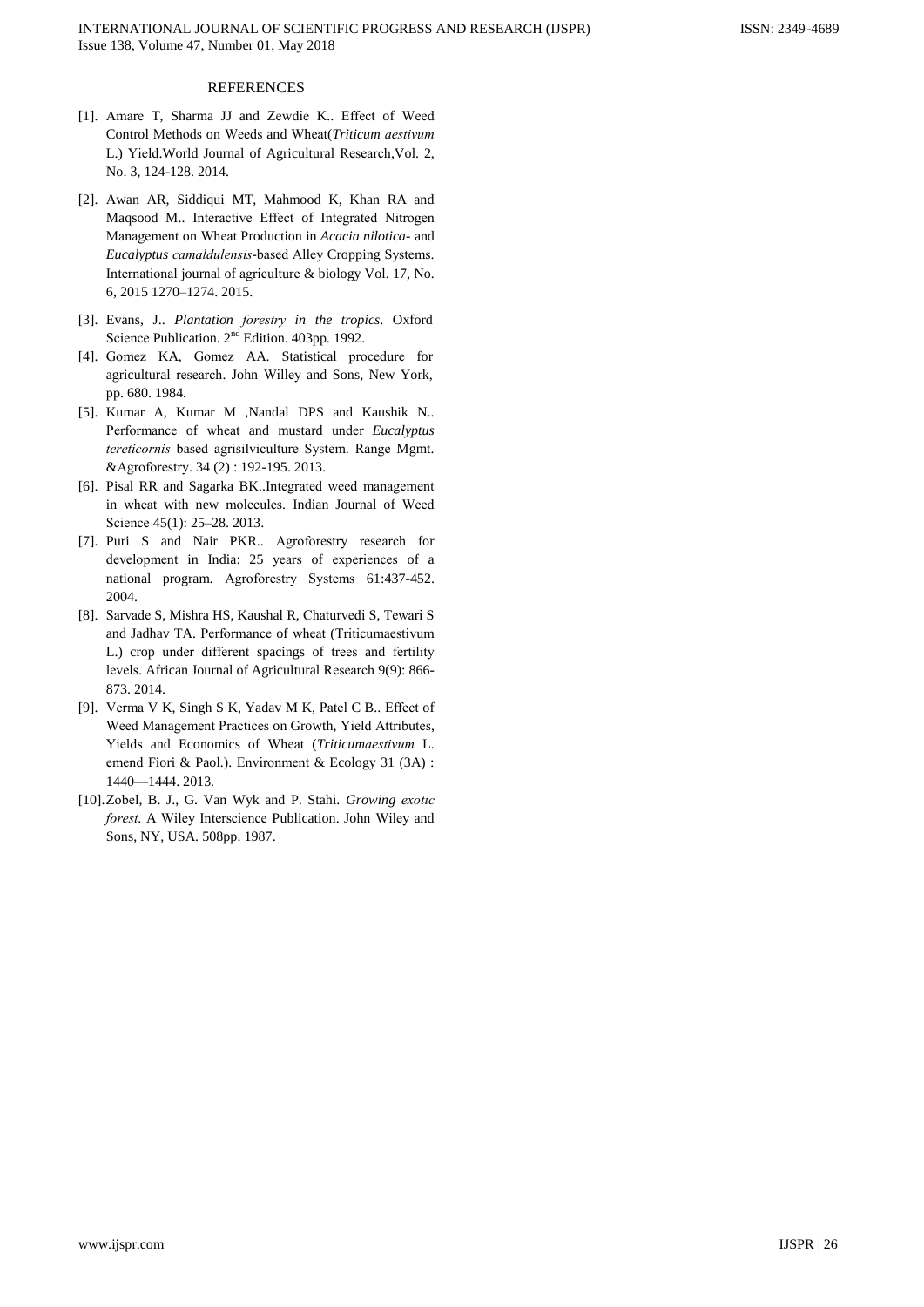## REFERENCES

[1]. Amare T, Sharma JJ and Zewdie K.. Effect of Weed Control Methods on Weeds and Wheat(*Triticum aestivum* L.) Yield.World Journal of Agricultural Research,Vol. 2, No. 3, 124-128. 2014.

[2]. Awan AR, Siddiqui MT, Mahmood K, Khan RA and Maqsood M.. Interactive Effect of Integrated Nitrogen Management on Wheat Production in *Acacia nilotica*- and *Eucalyptus camaldulensis*-based Alley Cropping Systems. International journal of agriculture & biology Vol. 17, No. 6, 2015 1270–1274. 2015.

[3]. Evans, J.. *Plantation forestry in the tropics*. Oxford Science Publication. 2nd Edition. 403pp. 1992.

[4]. Gomez KA, Gomez AA. Statistical procedure for agricultural research. John Willey and Sons, New York, pp. 680. 1984.

[5]. Kumar A, Kumar M ,Nandal DPS and Kaushik N.. Performance of wheat and mustard under *Eucalyptus tereticornis* based agrisilviculture System. Range Mgmt. &Agroforestry. 34 (2) : 192-195. 2013.

[6]. Pisal RR and Sagarka BK..Integrated weed management in wheat with new molecules. Indian Journal of Weed Science 45(1): 25–28. 2013.

[7]. Puri S and Nair PKR.. Agroforestry research for development in India: 25 years of experiences of a national program. Agroforestry Systems 61:437-452. 2004.

[8]. Sarvade S, Mishra HS, Kaushal R, Chaturvedi S, Tewari S and Jadhav TA. Performance of wheat (Triticumaestivum L.) crop under different spacings of trees and fertility levels. African Journal of Agricultural Research 9(9): 866-873. 2014.

[9]. Verma V K, Singh S K, Yadav M K, Patel C B.. Effect of Weed Management Practices on Growth, Yield Attributes, Yields and Economics of Wheat (*Triticumaestivum* L. emend Fiori & Paol.). Environment & Ecology 31 (3A) : 1440—1444. 2013.

[10]. Zobel, B. J., G. Van Wyk and P. Stahi. *Growing exotic forest*. A Wiley Interscience Publication. John Wiley and Sons, NY, USA. 508pp. 1987.